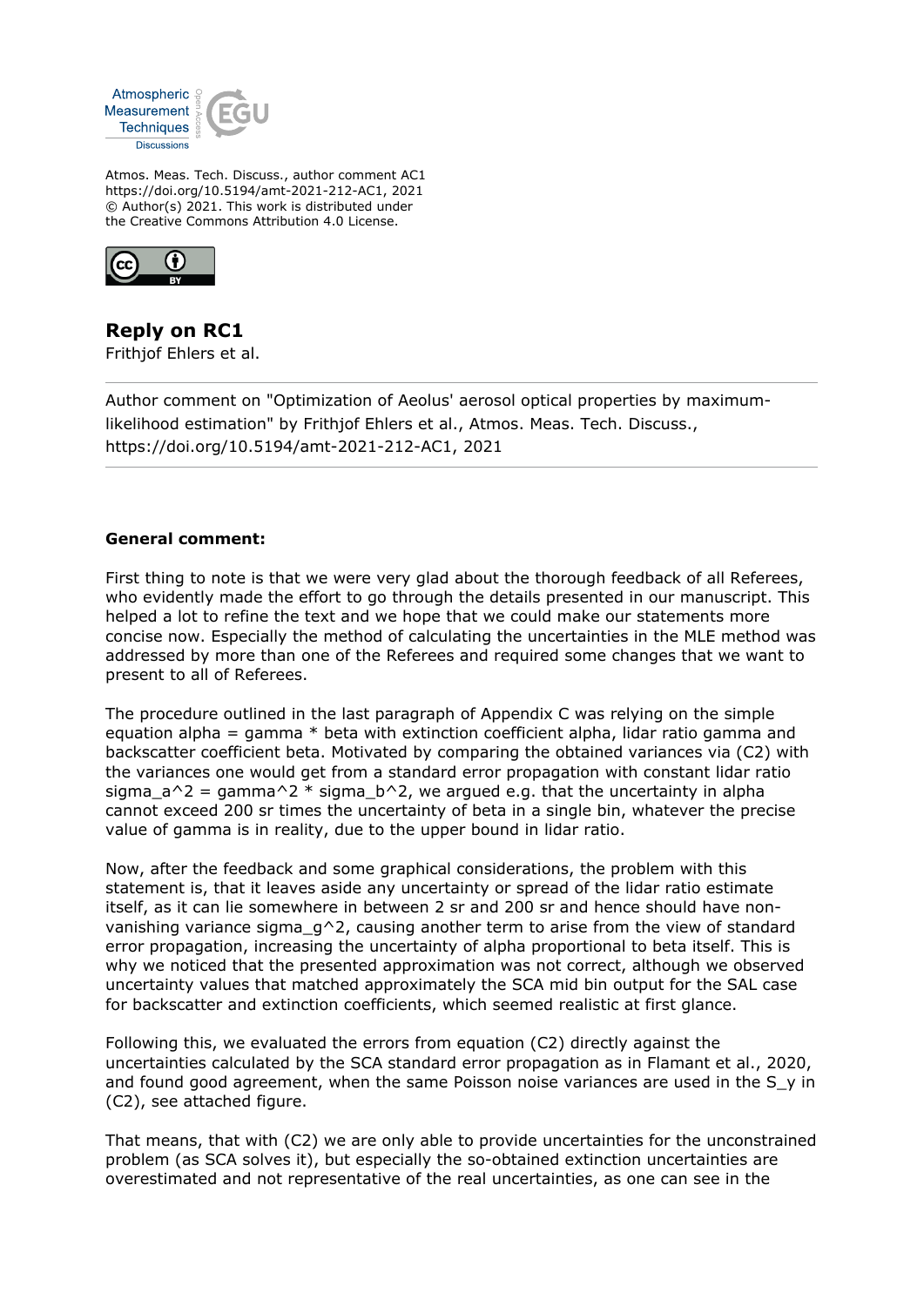Atmos. Meas. Tech. Discuss., author comment AC1
https://doi.org/10.5194/amt-2021-212-AC1, 2021
© Author(s) 2021. This work is distributed under the Creative Commons Attribution 4.0 License.

# Reply on RC1

Frithjof Ehlers et al.

---

Author comment on "Optimization of Aeolus' aerosol optical properties by maximum-likelihood estimation" by Frithjof Ehlers et al., Atmos. Meas. Tech. Discuss., https://doi.org/10.5194/amt-2021-212-AC1, 2021

---

**General comment:**

First thing to note is that we were very glad about the thorough feedback of all Referees, who evidently made the effort to go through the details presented in our manuscript. This helped a lot to refine the text and we hope that we could make our statements more concise now. Especially the method of calculating the uncertainties in the MLE method was addressed by more than one of the Referees and required some changes that we want to present to all of Referees.

The procedure outlined in the last paragraph of Appendix C was relying on the simple equation alpha = gamma * beta with extinction coefficient alpha, lidar ratio gamma and backscatter coefficient beta. Motivated by comparing the obtained variances via (C2) with the variances one would get from a standard error propagation with constant lidar ratio sigma_a^2 = gamma^2 * sigma_b^2, we argued e.g. that the uncertainty in alpha cannot exceed 200 sr times the uncertainty of beta in a single bin, whatever the precise value of gamma is in reality, due to the upper bound in lidar ratio.

Now, after the feedback and some graphical considerations, the problem with this statement is, that it leaves aside any uncertainty or spread of the lidar ratio estimate itself, as it can lie somewhere in between 2 sr and 200 sr and hence should have non-vanishing variance sigma_g^2, causing another term to arise from the view of standard error propagation, increasing the uncertainty of alpha proportional to beta itself. This is why we noticed that the presented approximation was not correct, although we observed uncertainty values that matched approximately the SCA mid bin output for the SAL case for backscatter and extinction coefficients, which seemed realistic at first glance.

Following this, we evaluated the errors from equation (C2) directly against the uncertainties calculated by the SCA standard error propagation as in Flamant et al., 2020, and found good agreement, when the same Poisson noise variances are used in the S_y in (C2), see attached figure.

That means, that with (C2) we are only able to provide uncertainties for the unconstrained problem (as SCA solves it), but especially the so-obtained extinction uncertainties are overestimated and not representative of the real uncertainties, as one can see in the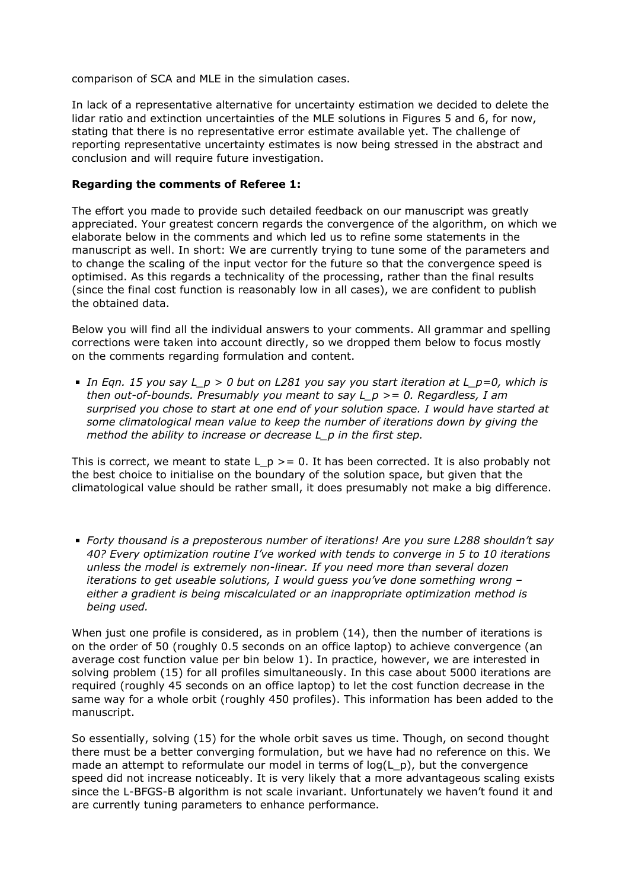comparison of SCA and MLE in the simulation cases.

In lack of a representative alternative for uncertainty estimation we decided to delete the lidar ratio and extinction uncertainties of the MLE solutions in Figures 5 and 6, for now, stating that there is no representative error estimate available yet. The challenge of reporting representative uncertainty estimates is now being stressed in the abstract and conclusion and will require future investigation.

**Regarding the comments of Referee 1:**

The effort you made to provide such detailed feedback on our manuscript was greatly appreciated. Your greatest concern regards the convergence of the algorithm, on which we elaborate below in the comments and which led us to refine some statements in the manuscript as well. In short: We are currently trying to tune some of the parameters and to change the scaling of the input vector for the future so that the convergence speed is optimised. As this regards a technicality of the processing, rather than the final results (since the final cost function is reasonably low in all cases), we are confident to publish the obtained data.

Below you will find all the individual answers to your comments. All grammar and spelling corrections were taken into account directly, so we dropped them below to focus mostly on the comments regarding formulation and content.

- *In Eqn. 15 you say $L_p > 0$ but on L281 you say you start iteration at $L_p=0$, which is then out-of-bounds. Presumably you meant to say $L_p >= 0$. Regardless, I am surprised you chose to start at one end of your solution space. I would have started at some climatological mean value to keep the number of iterations down by giving the method the ability to increase or decrease $L_p$ in the first step.*

This is correct, we meant to state $L_p >= 0$. It has been corrected. It is also probably not the best choice to initialise on the boundary of the solution space, but given that the climatological value should be rather small, it does presumably not make a big difference.

- *Forty thousand is a preposterous number of iterations! Are you sure L288 shouldn't say 40? Every optimization routine I've worked with tends to converge in 5 to 10 iterations unless the model is extremely non-linear. If you need more than several dozen iterations to get useable solutions, I would guess you've done something wrong – either a gradient is being miscalculated or an inappropriate optimization method is being used.*

When just one profile is considered, as in problem (14), then the number of iterations is on the order of 50 (roughly 0.5 seconds on an office laptop) to achieve convergence (an average cost function value per bin below 1). In practice, however, we are interested in solving problem (15) for all profiles simultaneously. In this case about 5000 iterations are required (roughly 45 seconds on an office laptop) to let the cost function decrease in the same way for a whole orbit (roughly 450 profiles). This information has been added to the manuscript.

So essentially, solving (15) for the whole orbit saves us time. Though, on second thought there must be a better converging formulation, but we have had no reference on this. We made an attempt to reformulate our model in terms of $\log(L_p)$, but the convergence speed did not increase noticeably. It is very likely that a more advantageous scaling exists since the L-BFGS-B algorithm is not scale invariant. Unfortunately we haven't found it and are currently tuning parameters to enhance performance.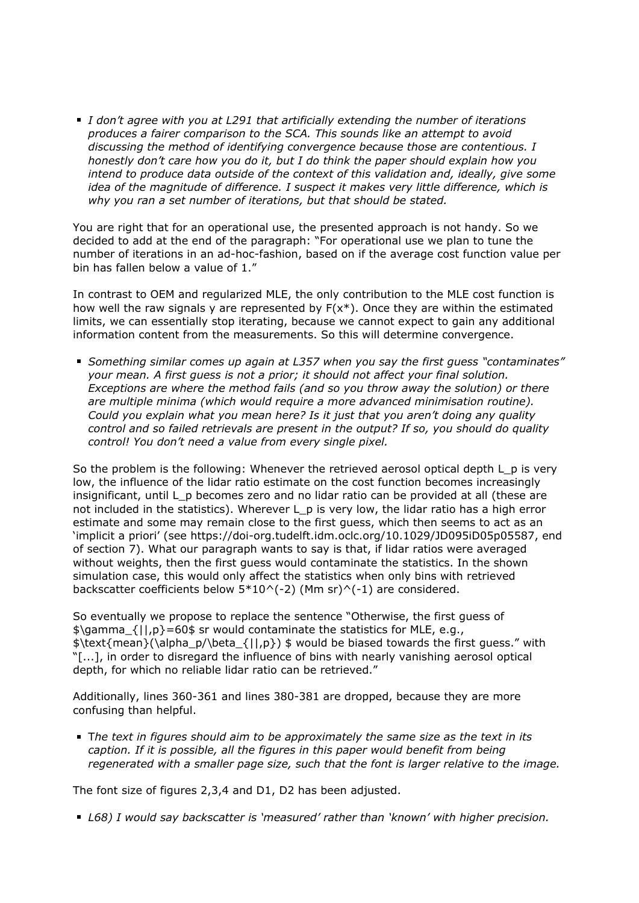- *I don't agree with you at L291 that artificially extending the number of iterations produces a fairer comparison to the SCA. This sounds like an attempt to avoid discussing the method of identifying convergence because those are contentious. I honestly don't care how you do it, but I do think the paper should explain how you intend to produce data outside of the context of this validation and, ideally, give some idea of the magnitude of difference. I suspect it makes very little difference, which is why you ran a set number of iterations, but that should be stated.*

You are right that for an operational use, the presented approach is not handy. So we decided to add at the end of the paragraph: "For operational use we plan to tune the number of iterations in an ad-hoc-fashion, based on if the average cost function value per bin has fallen below a value of 1."

In contrast to OEM and regularized MLE, the only contribution to the MLE cost function is how well the raw signals y are represented by $F(x^*)$. Once they are within the estimated limits, we can essentially stop iterating, because we cannot expect to gain any additional information content from the measurements. So this will determine convergence.

- *Something similar comes up again at L357 when you say the first guess "contaminates" your mean. A first guess is not a prior; it should not affect your final solution. Exceptions are where the method fails (and so you throw away the solution) or there are multiple minima (which would require a more advanced minimisation routine). Could you explain what you mean here? Is it just that you aren't doing any quality control and so failed retrievals are present in the output? If so, you should do quality control! You don't need a value from every single pixel.*

So the problem is the following: Whenever the retrieved aerosol optical depth $L_p$ is very low, the influence of the lidar ratio estimate on the cost function becomes increasingly insignificant, until $L_p$ becomes zero and no lidar ratio can be provided at all (these are not included in the statistics). Wherever $L_p$ is very low, the lidar ratio has a high error estimate and some may remain close to the first guess, which then seems to act as an 'implicit a priori' (see https://doi-org.tudelft.idm.oclc.org/10.1029/JD095iD05p05587, end of section 7). What our paragraph wants to say is that, if lidar ratios were averaged without weights, then the first guess would contaminate the statistics. In the shown simulation case, this would only affect the statistics when only bins with retrieved backscatter coefficients below $5*10^{(-2)}$ $(Mm\ sr)^{(-1)}$ are considered.

So eventually we propose to replace the sentence "Otherwise, the first guess of $\gamma_{||,p}=60$ sr would contaminate the statistics for MLE, e.g., $\text{mean}(\alpha_p/\beta_{||,p})$ would be biased towards the first guess." with "[...], in order to disregard the influence of bins with nearly vanishing aerosol optical depth, for which no reliable lidar ratio can be retrieved."

Additionally, lines 360-361 and lines 380-381 are dropped, because they are more confusing than helpful.

- *The text in figures should aim to be approximately the same size as the text in its caption. If it is possible, all the figures in this paper would benefit from being regenerated with a smaller page size, such that the font is larger relative to the image.*

The font size of figures 2,3,4 and D1, D2 has been adjusted.

- *L68) I would say backscatter is 'measured' rather than 'known' with higher precision.*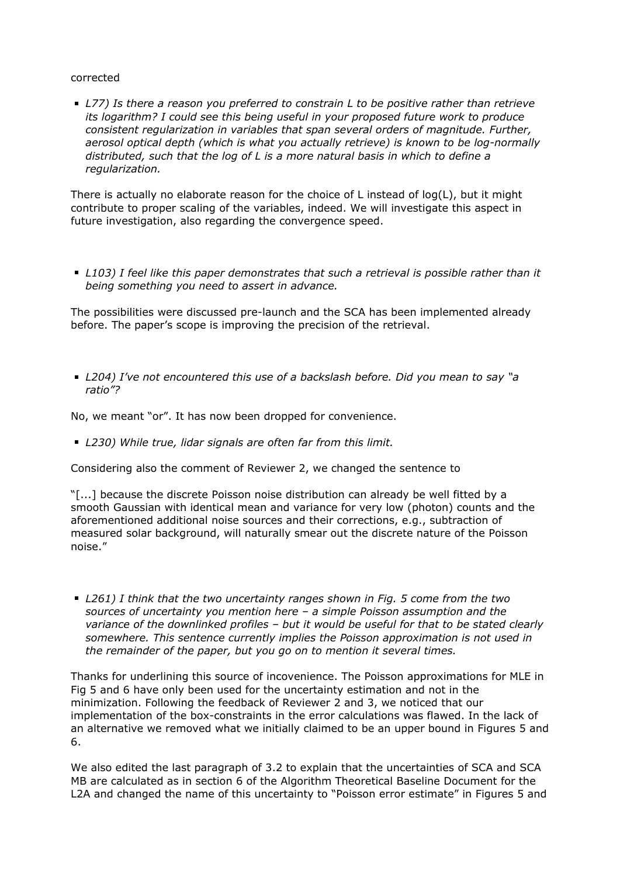corrected

- *L77) Is there a reason you preferred to constrain L to be positive rather than retrieve its logarithm? I could see this being useful in your proposed future work to produce consistent regularization in variables that span several orders of magnitude. Further, aerosol optical depth (which is what you actually retrieve) is known to be log-normally distributed, such that the log of L is a more natural basis in which to define a regularization.*

There is actually no elaborate reason for the choice of L instead of log(L), but it might contribute to proper scaling of the variables, indeed. We will investigate this aspect in future investigation, also regarding the convergence speed.

- *L103) I feel like this paper demonstrates that such a retrieval is possible rather than it being something you need to assert in advance.*

The possibilities were discussed pre-launch and the SCA has been implemented already before. The paper's scope is improving the precision of the retrieval.

- *L204) I've not encountered this use of a backslash before. Did you mean to say "a ratio"?*

No, we meant "or". It has now been dropped for convenience.

- *L230) While true, lidar signals are often far from this limit.*

Considering also the comment of Reviewer 2, we changed the sentence to

"[...] because the discrete Poisson noise distribution can already be well fitted by a smooth Gaussian with identical mean and variance for very low (photon) counts and the aforementioned additional noise sources and their corrections, e.g., subtraction of measured solar background, will naturally smear out the discrete nature of the Poisson noise."

- *L261) I think that the two uncertainty ranges shown in Fig. 5 come from the two sources of uncertainty you mention here – a simple Poisson assumption and the variance of the downlinked profiles – but it would be useful for that to be stated clearly somewhere. This sentence currently implies the Poisson approximation is not used in the remainder of the paper, but you go on to mention it several times.*

Thanks for underlining this source of incovenience. The Poisson approximations for MLE in Fig 5 and 6 have only been used for the uncertainty estimation and not in the minimization. Following the feedback of Reviewer 2 and 3, we noticed that our implementation of the box-constraints in the error calculations was flawed. In the lack of an alternative we removed what we initially claimed to be an upper bound in Figures 5 and 6.

We also edited the last paragraph of 3.2 to explain that the uncertainties of SCA and SCA MB are calculated as in section 6 of the Algorithm Theoretical Baseline Document for the L2A and changed the name of this uncertainty to "Poisson error estimate" in Figures 5 and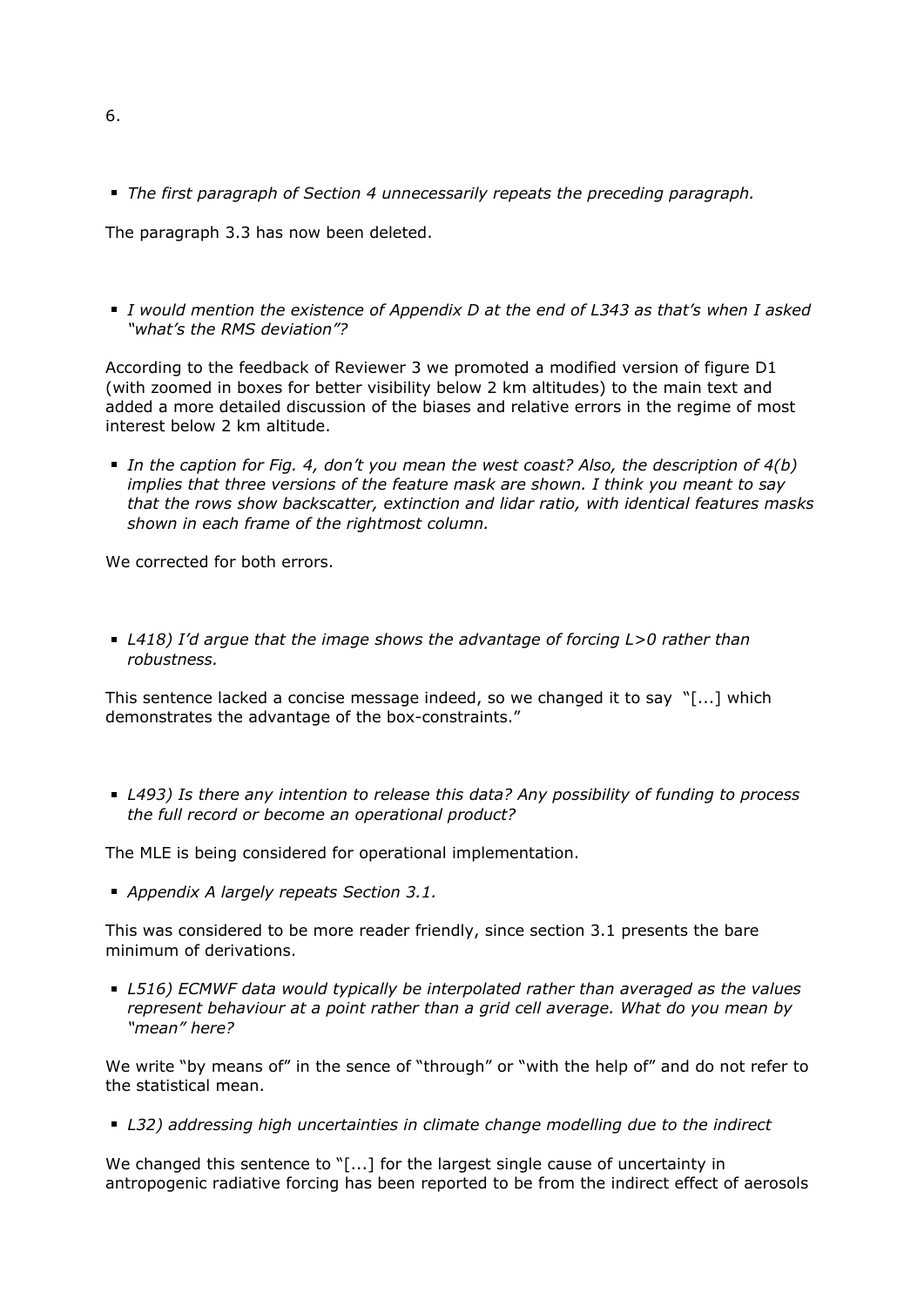6.

- *The first paragraph of Section 4 unnecessarily repeats the preceding paragraph.*

The paragraph 3.3 has now been deleted.

- *I would mention the existence of Appendix D at the end of L343 as that's when I asked "what's the RMS deviation"?*

According to the feedback of Reviewer 3 we promoted a modified version of figure D1 (with zoomed in boxes for better visibility below 2 km altitudes) to the main text and added a more detailed discussion of the biases and relative errors in the regime of most interest below 2 km altitude.

- *In the caption for Fig. 4, don't you mean the west coast? Also, the description of 4(b) implies that three versions of the feature mask are shown. I think you meant to say that the rows show backscatter, extinction and lidar ratio, with identical features masks shown in each frame of the rightmost column.*

We corrected for both errors.

- *L418) I'd argue that the image shows the advantage of forcing L>0 rather than robustness.*

This sentence lacked a concise message indeed, so we changed it to say "[...] which demonstrates the advantage of the box-constraints."

- *L493) Is there any intention to release this data? Any possibility of funding to process the full record or become an operational product?*

The MLE is being considered for operational implementation.

- *Appendix A largely repeats Section 3.1.*

This was considered to be more reader friendly, since section 3.1 presents the bare minimum of derivations.

- *L516) ECMWF data would typically be interpolated rather than averaged as the values represent behaviour at a point rather than a grid cell average. What do you mean by "mean" here?*

We write "by means of" in the sence of "through" or "with the help of" and do not refer to the statistical mean.

- *L32) addressing high uncertainties in climate change modelling due to the indirect*

We changed this sentence to "[...] for the largest single cause of uncertainty in antropogenic radiative forcing has been reported to be from the indirect effect of aerosols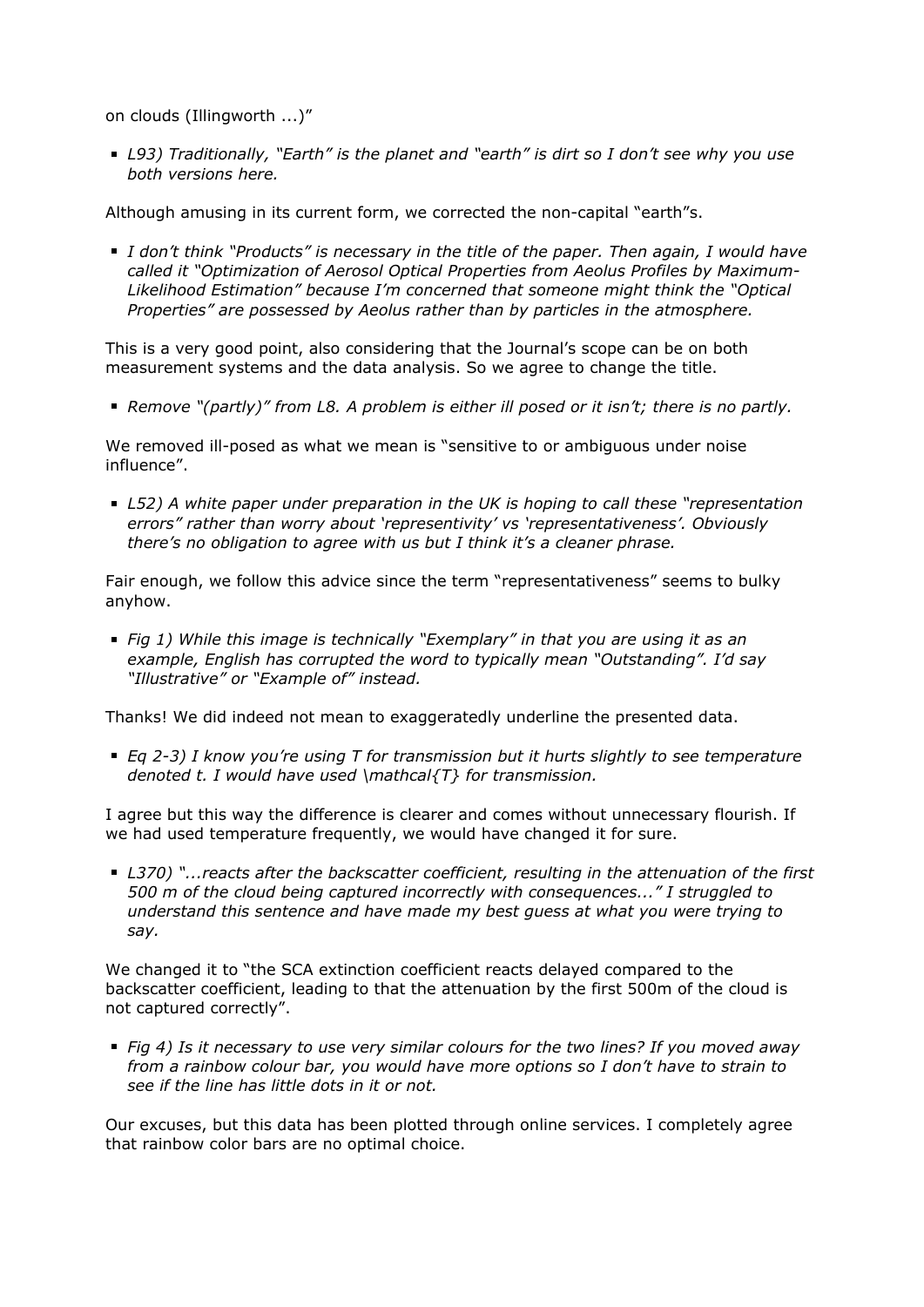on clouds (Illingworth ...)"

- *L93) Traditionally, "Earth" is the planet and "earth" is dirt so I don't see why you use both versions here.*

Although amusing in its current form, we corrected the non-capital "earth"s.

- *I don't think "Products" is necessary in the title of the paper. Then again, I would have called it "Optimization of Aerosol Optical Properties from Aeolus Profiles by Maximum-Likelihood Estimation" because I'm concerned that someone might think the "Optical Properties" are possessed by Aeolus rather than by particles in the atmosphere.*

This is a very good point, also considering that the Journal's scope can be on both measurement systems and the data analysis. So we agree to change the title.

- *Remove "(partly)" from L8. A problem is either ill posed or it isn't; there is no partly.*

We removed ill-posed as what we mean is "sensitive to or ambiguous under noise influence".

- *L52) A white paper under preparation in the UK is hoping to call these "representation errors" rather than worry about 'representivity' vs 'representativeness'. Obviously there's no obligation to agree with us but I think it's a cleaner phrase.*

Fair enough, we follow this advice since the term "representativeness" seems to bulky anyhow.

- *Fig 1) While this image is technically "Exemplary" in that you are using it as an example, English has corrupted the word to typically mean "Outstanding". I'd say "Illustrative" or "Example of" instead.*

Thanks! We did indeed not mean to exaggeratedly underline the presented data.

- *Eq 2-3) I know you're using T for transmission but it hurts slightly to see temperature denoted t. I would have used \mathcal{T} for transmission.*

I agree but this way the difference is clearer and comes without unnecessary flourish. If we had used temperature frequently, we would have changed it for sure.

- *L370) "...reacts after the backscatter coefficient, resulting in the attenuation of the first 500 m of the cloud being captured incorrectly with consequences..." I struggled to understand this sentence and have made my best guess at what you were trying to say.*

We changed it to "the SCA extinction coefficient reacts delayed compared to the backscatter coefficient, leading to that the attenuation by the first 500m of the cloud is not captured correctly".

- *Fig 4) Is it necessary to use very similar colours for the two lines? If you moved away from a rainbow colour bar, you would have more options so I don't have to strain to see if the line has little dots in it or not.*

Our excuses, but this data has been plotted through online services. I completely agree that rainbow color bars are no optimal choice.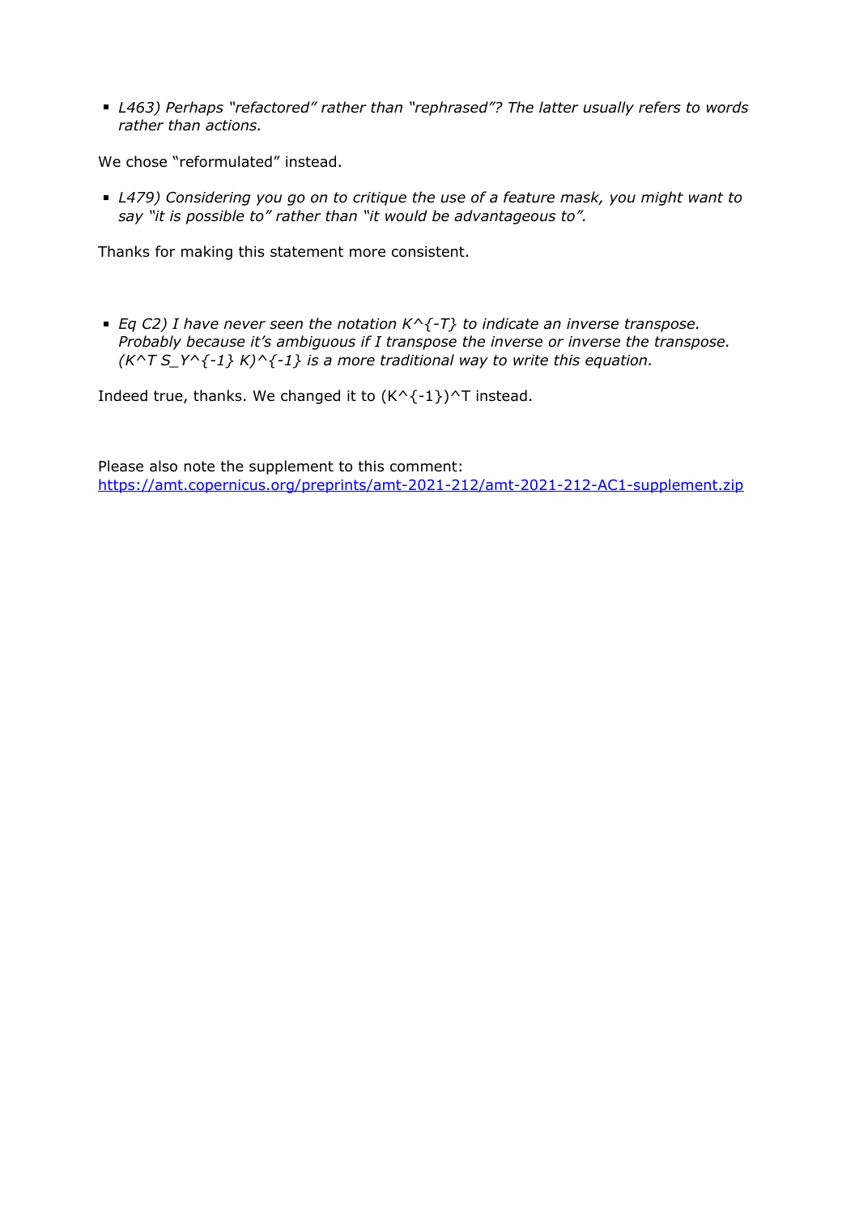- *L463) Perhaps "refactored" rather than "rephrased"? The latter usually refers to words rather than actions.*

We chose "reformulated" instead.

- *L479) Considering you go on to critique the use of a feature mask, you might want to say "it is possible to" rather than "it would be advantageous to".*

Thanks for making this statement more consistent.

- *Eq C2) I have never seen the notation $K^{-T}$ to indicate an inverse transpose. Probably because it's ambiguous if I transpose the inverse or inverse the transpose. $(K^T S_Y^{-1} K)^{-1}$ is a more traditional way to write this equation.*

Indeed true, thanks. We changed it to $(K^{-1})^T$ instead.

Please also note the supplement to this comment:
https://amt.copernicus.org/preprints/amt-2021-212/amt-2021-212-AC1-supplement.zip